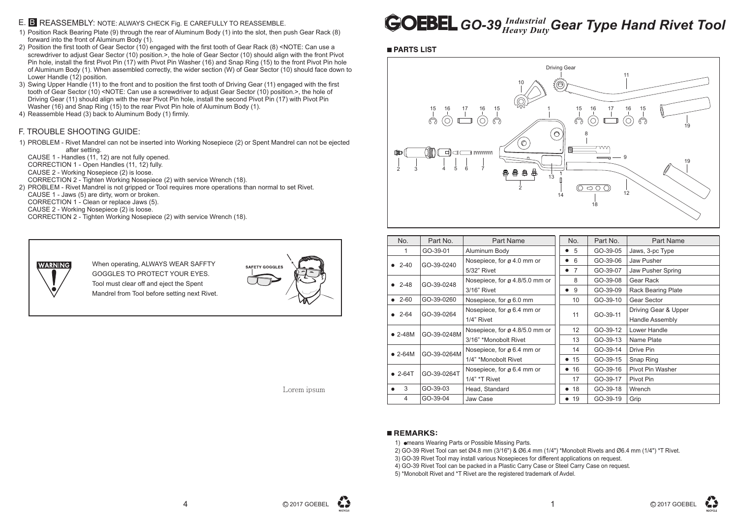## E. B REASSEMBLY: NOTE: ALWAYS CHECK Fig. E CAREFULLY TO REASSEMBLE.

1) Position Rack Bearing Plate (9) through the rear of Aluminum Body (1) into the slot, then push Gear Rack (8) forward into the front of Aluminum Body (1).
2) Position the first tooth of Gear Sector (10) engaged with the first tooth of Gear Rack (8) <NOTE: Can use a screwdriver to adjust Gear Sector (10) position.>, the hole of Gear Sector (10) should align with the front Pivot Pin hole, install the first Pivot Pin (17) with Pivot Pin Washer (16) and Snap Ring (15) to the front Pivot Pin hole of Aluminum Body (1). When assembled correctly, the wider section (W) of Gear Sector (10) should face down to Lower Handle (12) position.
3) Swing Upper Handle (11) to the front and to position the first tooth of Driving Gear (11) engaged with the first tooth of Gear Sector (10) <NOTE: Can use a screwdriver to adjust Gear Sector (10) position.>, the hole of Driving Gear (11) should align with the rear Pivot Pin hole, install the second Pivot Pin (17) with Pivot Pin Washer (16) and Snap Ring (15) to the rear Pivot Pin hole of Aluminum Body (1).
4) Reassemble Head (3) back to Aluminum Body (1) firmly.

## F. TROUBLE SHOOTING GUIDE:

1) PROBLEM - Rivet Mandrel can not be inserted into Working Nosepiece (2) or Spent Mandrel can not be ejected after setting.
   CAUSE 1 - Handles (11, 12) are not fully opened.
   CORRECTION 1 - Open Handles (11, 12) fully.
   CAUSE 2 - Working Nosepiece (2) is loose.
   CORRECTION 2 - Tighten Working Nosepiece (2) with service Wrench (18).
2) PROBLEM - Rivet Mandrel is not gripped or Tool requires more operations than normal to set Rivet.
   CAUSE 1 - Jaws (5) are dirty, worn or broken.
   CORRECTION 1 - Clean or replace Jaws (5).
   CAUSE 2 - Working Nosepiece (2) is loose.
   CORRECTION 2 - Tighten Working Nosepiece (2) with service Wrench (18).

**WARNING**

When operating, ALWAYS WEAR SAFFTY GOGGLES TO PROTECT YOUR EYES. Tool must clear off and eject the Spent Mandrel from Tool before setting next Rivet.

SAFETY GOGGLES

Lorem ipsum

# GOEBEL GO-39 *Industrial Heavy Duty* Gear Type Hand Rivet Tool

## PARTS LIST

| No. | Part No. | Part Name |
|---|---|---|
| 1 | GO-39-01 | Aluminum Body |
| ● 2-40 | GO-39-0240 | Nosepiece, for ø 4.0 mm or 5/32" Rivet |
| ● 2-48 | GO-39-0248 | Nosepiece, for ø 4.8/5.0 mm or 3/16" Rivet |
| ● 2-60 | GO-39-0260 | Nosepiece, for ø 6.0 mm |
| ● 2-64 | GO-39-0264 | Nosepiece, for ø 6.4 mm or 1/4" Rivet |
| ● 2-48M | GO-39-0248M | Nosepiece, for ø 4.8/5.0 mm or 3/16" *Monobolt Rivet |
| ● 2-64M | GO-39-0264M | Nosepiece, for ø 6.4 mm or 1/4" *Monobolt Rivet |
| ● 2-64T | GO-39-0264T | Nosepiece, for ø 6.4 mm or 1/4" *T Rivet |
| ● 3 | GO-39-03 | Head, Standard |
| 4 | GO-39-04 | Jaw Case |

| No. | Part No. | Part Name |
|---|---|---|
| ● 5 | GO-39-05 | Jaws, 3-pc Type |
| ● 6 | GO-39-06 | Jaw Pusher |
| ● 7 | GO-39-07 | Jaw Pusher Spring |
| 8 | GO-39-08 | Gear Rack |
| ● 9 | GO-39-09 | Rack Bearing Plate |
| 10 | GO-39-10 | Gear Sector |
| 11 | GO-39-11 | Driving Gear & Upper Handle Assembly |
| 12 | GO-39-12 | Lower Handle |
| 13 | GO-39-13 | Name Plate |
| 14 | GO-39-14 | Drive Pin |
| ● 15 | GO-39-15 | Snap Ring |
| ● 16 | GO-39-16 | Pivot Pin Washer |
| 17 | GO-39-17 | Pivot Pin |
| ● 18 | GO-39-18 | Wrench |
| ● 19 | GO-39-19 | Grip |

## REMARKS:

1) ● means Wearing Parts or Possible Missing Parts.
2) GO-39 Rivet Tool can set Ø4.8 mm (3/16") & Ø6.4 mm (1/4") *Monobolt Rivets and Ø6.4 mm (1/4") *T Rivet.
3) GO-39 Rivet Tool may install various Nosepieces for different applications on request.
4) GO-39 Rivet Tool can be packed in a Plastic Carry Case or Steel Carry Case on request.
5) *Monobolt Rivet and *T Rivet are the registered trademark of Avdel.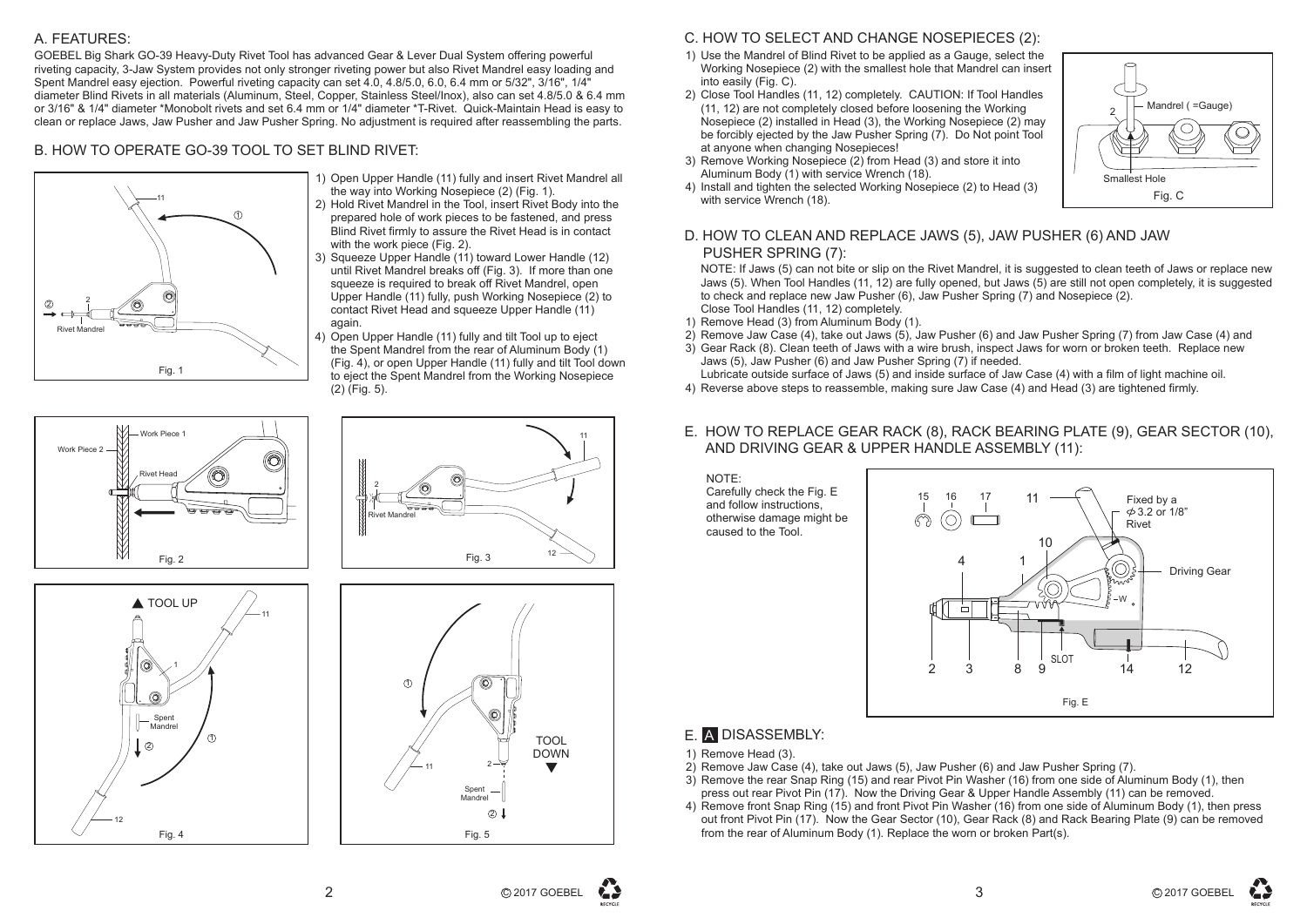## A. FEATURES:

GOEBEL Big Shark GO-39 Heavy-Duty Rivet Tool has advanced Gear & Lever Dual System offering powerful riveting capacity, 3-Jaw System provides not only stronger riveting power but also Rivet Mandrel easy loading and Spent Mandrel easy ejection. Powerful riveting capacity can set 4.0, 4.8/5.0, 6.0, 6.4 mm or 5/32", 3/16", 1/4" diameter Blind Rivets in all materials (Aluminum, Steel, Copper, Stainless Steel/Inox), also can set 4.8/5.0 & 6.4 mm or 3/16" & 1/4" diameter *Monobolt rivets and set 6.4 mm or 1/4" diameter *T-Rivet. Quick-Maintain Head is easy to clean or replace Jaws, Jaw Pusher and Jaw Pusher Spring. No adjustment is required after reassembling the parts.

## B. HOW TO OPERATE GO-39 TOOL TO SET BLIND RIVET:

1) Open Upper Handle (11) fully and insert Rivet Mandrel all the way into Working Nosepiece (2) (Fig. 1).
2) Hold Rivet Mandrel in the Tool, insert Rivet Body into the prepared hole of work pieces to be fastened, and press Blind Rivet firmly to assure the Rivet Head is in contact with the work piece (Fig. 2).
3) Squeeze Upper Handle (11) toward Lower Handle (12) until Rivet Mandrel breaks off (Fig. 3). If more than one squeeze is required to break off Rivet Mandrel, open Upper Handle (11) fully, push Working Nosepiece (2) to contact Rivet Head and squeeze Upper Handle (11) again.
4) Open Upper Handle (11) fully and tilt Tool up to eject the Spent Mandrel from the rear of Aluminum Body (1) (Fig. 4), or open Upper Handle (11) fully and tilt Tool down to eject the Spent Mandrel from the Working Nosepiece (2) (Fig. 5).

11
①
②
2
Rivet Mandrel
Fig. 1

Work Piece 1
Work Piece 2
Rivet Head
Fig. 2

11
2
Rivet Mandrel
12
Fig. 3

TOOL UP
11
1
Spent Mandrel
②
①
12
Fig. 4

①
TOOL DOWN
11
2
Spent Mandrel
②
Fig. 5

## C. HOW TO SELECT AND CHANGE NOSEPIECES (2):

1) Use the Mandrel of Blind Rivet to be applied as a Gauge, select the Working Nosepiece (2) with the smallest hole that Mandrel can insert into easily (Fig. C).
2) Close Tool Handles (11, 12) completely. CAUTION: If Tool Handles (11, 12) are not completely closed before loosening the Working Nosepiece (2) installed in Head (3), the Working Nosepiece (2) may be forcibly ejected by the Jaw Pusher Spring (7). Do Not point Tool at anyone when changing Nosepieces!
3) Remove Working Nosepiece (2) from Head (3) and store it into Aluminum Body (1) with service Wrench (18).
4) Install and tighten the selected Working Nosepiece (2) to Head (3) with service Wrench (18).

2
Mandrel ( =Gauge)
Smallest Hole
Fig. C

## D. HOW TO CLEAN AND REPLACE JAWS (5), JAW PUSHER (6) AND JAW PUSHER SPRING (7):

NOTE: If Jaws (5) can not bite or slip on the Rivet Mandrel, it is suggested to clean teeth of Jaws or replace new Jaws (5). When Tool Handles (11, 12) are fully opened, but Jaws (5) are still not open completely, it is suggested to check and replace new Jaw Pusher (6), Jaw Pusher Spring (7) and Nosepiece (2).
Close Tool Handles (11, 12) completely.

1) Remove Head (3) from Aluminum Body (1).
2) Remove Jaw Case (4), take out Jaws (5), Jaw Pusher (6) and Jaw Pusher Spring (7) from Jaw Case (4) and
3) Gear Rack (8). Clean teeth of Jaws with a wire brush, inspect Jaws for worn or broken teeth. Replace new Jaws (5), Jaw Pusher (6) and Jaw Pusher Spring (7) if needed.
   Lubricate outside surface of Jaws (5) and inside surface of Jaw Case (4) with a film of light machine oil.
4) Reverse above steps to reassemble, making sure Jaw Case (4) and Head (3) are tightened firmly.

## E. HOW TO REPLACE GEAR RACK (8), RACK BEARING PLATE (9), GEAR SECTOR (10), AND DRIVING GEAR & UPPER HANDLE ASSEMBLY (11):

NOTE:
Carefully check the Fig. E and follow instructions, otherwise damage might be caused to the Tool.

15 16 17 11
Fixed by a $\phi$ 3.2 or 1/8" Rivet
10
4 1
Driving Gear
W
2 3 8 9 SLOT 14 12
Fig. E

## E. A DISASSEMBLY:

1) Remove Head (3).
2) Remove Jaw Case (4), take out Jaws (5), Jaw Pusher (6) and Jaw Pusher Spring (7).
3) Remove the rear Snap Ring (15) and rear Pivot Pin Washer (16) from one side of Aluminum Body (1), then press out rear Pivot Pin (17). Now the Driving Gear & Upper Handle Assembly (11) can be removed.
4) Remove front Snap Ring (15) and front Pivot Pin Washer (16) from one side of Aluminum Body (1), then press out front Pivot Pin (17). Now the Gear Sector (10), Gear Rack (8) and Rack Bearing Plate (9) can be removed from the rear of Aluminum Body (1). Replace the worn or broken Part(s).